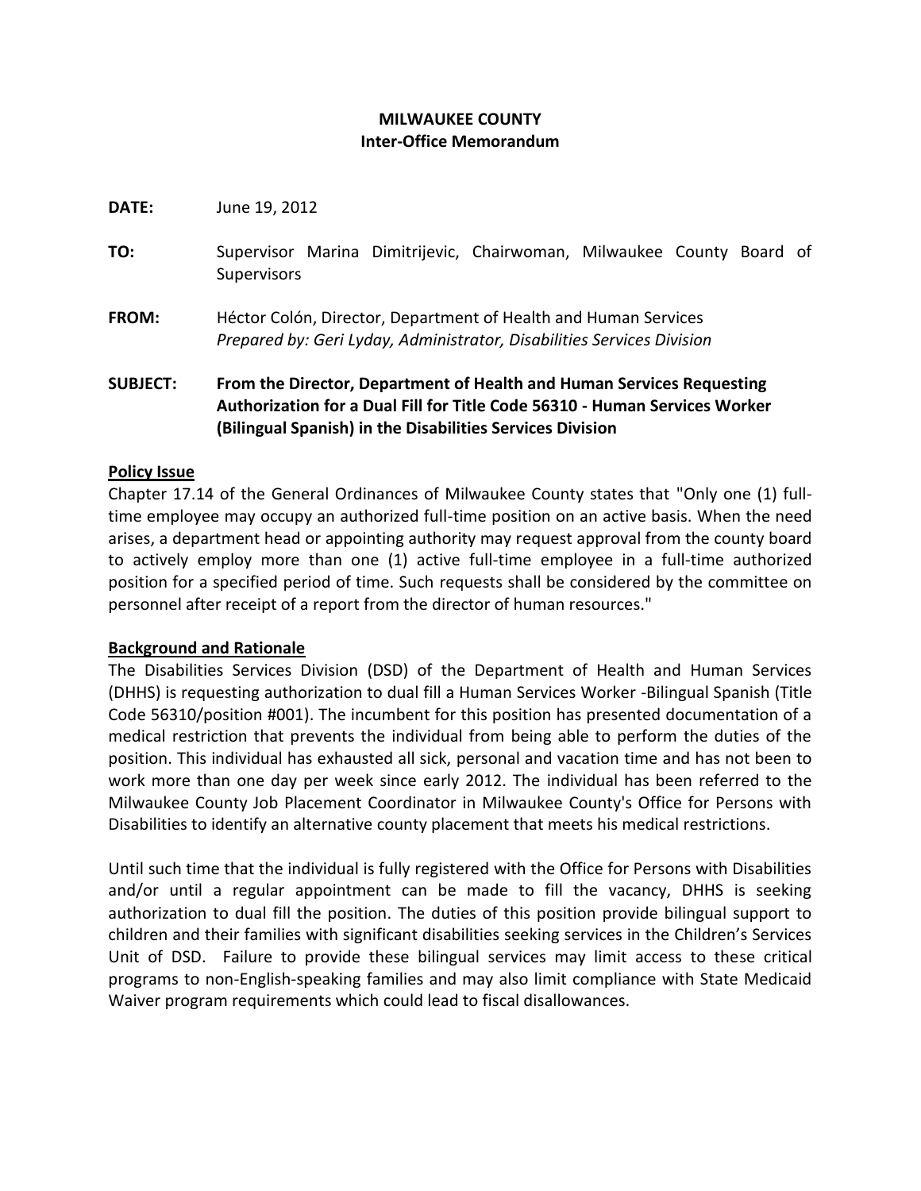**MILWAUKEE COUNTY**
**Inter-Office Memorandum**

**DATE:** June 19, 2012

**TO:** Supervisor Marina Dimitrijevic, Chairwoman, Milwaukee County Board of Supervisors

**FROM:** Héctor Colón, Director, Department of Health and Human Services
*Prepared by: Geri Lyday, Administrator, Disabilities Services Division*

**SUBJECT: From the Director, Department of Health and Human Services Requesting Authorization for a Dual Fill for Title Code 56310 - Human Services Worker (Bilingual Spanish) in the Disabilities Services Division**

**Policy Issue**

Chapter 17.14 of the General Ordinances of Milwaukee County states that "Only one (1) full-time employee may occupy an authorized full-time position on an active basis. When the need arises, a department head or appointing authority may request approval from the county board to actively employ more than one (1) active full-time employee in a full-time authorized position for a specified period of time. Such requests shall be considered by the committee on personnel after receipt of a report from the director of human resources."

**Background and Rationale**

The Disabilities Services Division (DSD) of the Department of Health and Human Services (DHHS) is requesting authorization to dual fill a Human Services Worker -Bilingual Spanish (Title Code 56310/position #001). The incumbent for this position has presented documentation of a medical restriction that prevents the individual from being able to perform the duties of the position. This individual has exhausted all sick, personal and vacation time and has not been to work more than one day per week since early 2012. The individual has been referred to the Milwaukee County Job Placement Coordinator in Milwaukee County's Office for Persons with Disabilities to identify an alternative county placement that meets his medical restrictions.

Until such time that the individual is fully registered with the Office for Persons with Disabilities and/or until a regular appointment can be made to fill the vacancy, DHHS is seeking authorization to dual fill the position. The duties of this position provide bilingual support to children and their families with significant disabilities seeking services in the Children's Services Unit of DSD. Failure to provide these bilingual services may limit access to these critical programs to non-English-speaking families and may also limit compliance with State Medicaid Waiver program requirements which could lead to fiscal disallowances.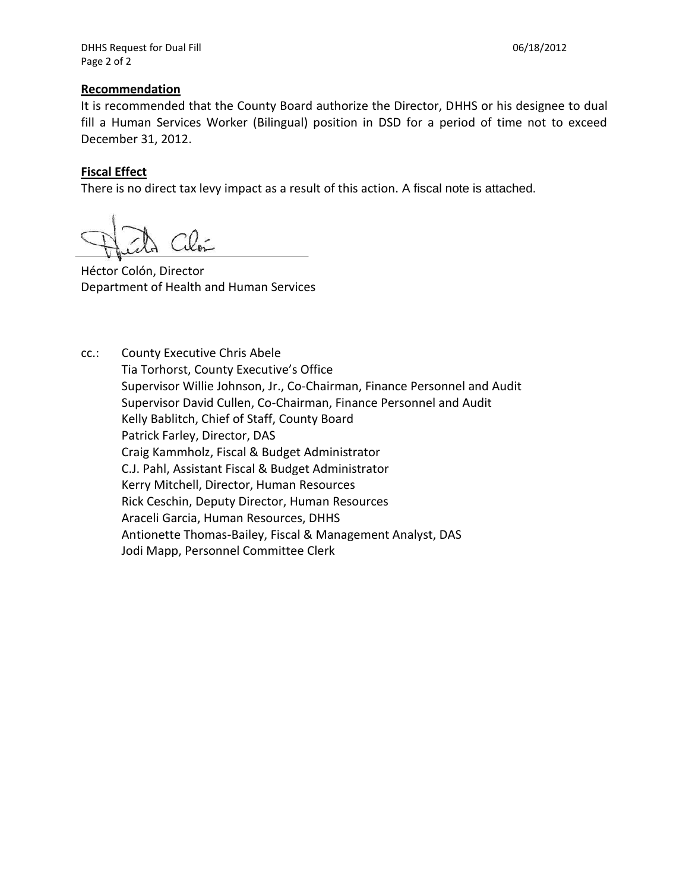**Recommendation**

It is recommended that the County Board authorize the Director, DHHS or his designee to dual fill a Human Services Worker (Bilingual) position in DSD for a period of time not to exceed December 31, 2012.

**Fiscal Effect**

There is no direct tax levy impact as a result of this action. A fiscal note is attached.

Héctor Colón, Director
Department of Health and Human Services

cc.: County Executive Chris Abele
Tia Torhorst, County Executive's Office
Supervisor Willie Johnson, Jr., Co-Chairman, Finance Personnel and Audit
Supervisor David Cullen, Co-Chairman, Finance Personnel and Audit
Kelly Bablitch, Chief of Staff, County Board
Patrick Farley, Director, DAS
Craig Kammholz, Fiscal & Budget Administrator
C.J. Pahl, Assistant Fiscal & Budget Administrator
Kerry Mitchell, Director, Human Resources
Rick Ceschin, Deputy Director, Human Resources
Araceli Garcia, Human Resources, DHHS
Antionette Thomas-Bailey, Fiscal & Management Analyst, DAS
Jodi Mapp, Personnel Committee Clerk